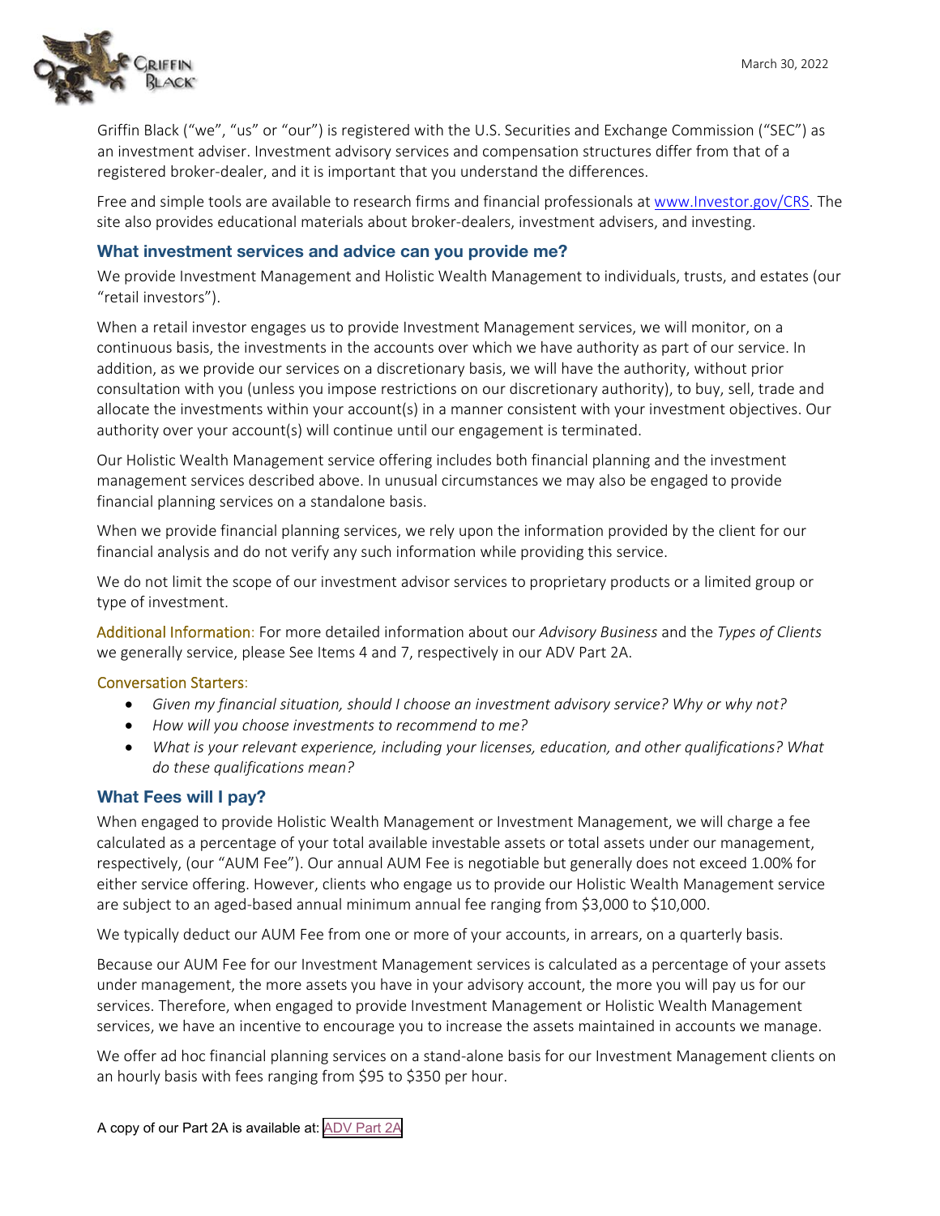March 30, 2022

Griffin Black ("we", "us" or "our") is registered with the U.S. Securities and Exchange Commission ("SEC") as an investment adviser. Investment advisory services and compensation structures differ from that of a registered broker-dealer, and it is important that you understand the differences.

Free and simple tools are available to research firms and financial professionals at [www.Investor.gov/CRS](http://www.Investor.gov/CRS). The site also provides educational materials about broker-dealers, investment advisers, and investing.

## What investment services and advice can you provide me?

We provide Investment Management and Holistic Wealth Management to individuals, trusts, and estates (our "retail investors").

When a retail investor engages us to provide Investment Management services, we will monitor, on a continuous basis, the investments in the accounts over which we have authority as part of our service. In addition, as we provide our services on a discretionary basis, we will have the authority, without prior consultation with you (unless you impose restrictions on our discretionary authority), to buy, sell, trade and allocate the investments within your account(s) in a manner consistent with your investment objectives. Our authority over your account(s) will continue until our engagement is terminated.

Our Holistic Wealth Management service offering includes both financial planning and the investment management services described above. In unusual circumstances we may also be engaged to provide financial planning services on a standalone basis.

When we provide financial planning services, we rely upon the information provided by the client for our financial analysis and do not verify any such information while providing this service.

We do not limit the scope of our investment advisor services to proprietary products or a limited group or type of investment.

Additional Information: For more detailed information about our *Advisory Business* and the *Types of Clients* we generally service, please See Items 4 and 7, respectively in our ADV Part 2A.

Conversation Starters:

- *Given my financial situation, should I choose an investment advisory service? Why or why not?*
- *How will you choose investments to recommend to me?*
- *What is your relevant experience, including your licenses, education, and other qualifications? What do these qualifications mean?*

## What Fees will I pay?

When engaged to provide Holistic Wealth Management or Investment Management, we will charge a fee calculated as a percentage of your total available investable assets or total assets under our management, respectively, (our "AUM Fee"). Our annual AUM Fee is negotiable but generally does not exceed 1.00% for either service offering. However, clients who engage us to provide our Holistic Wealth Management service are subject to an aged-based annual minimum annual fee ranging from $3,000 to $10,000.

We typically deduct our AUM Fee from one or more of your accounts, in arrears, on a quarterly basis.

Because our AUM Fee for our Investment Management services is calculated as a percentage of your assets under management, the more assets you have in your advisory account, the more you will pay us for our services. Therefore, when engaged to provide Investment Management or Holistic Wealth Management services, we have an incentive to encourage you to increase the assets maintained in accounts we manage.

We offer ad hoc financial planning services on a stand-alone basis for our Investment Management clients on an hourly basis with fees ranging from $95 to $350 per hour.

A copy of our Part 2A is available at: ADV Part 2A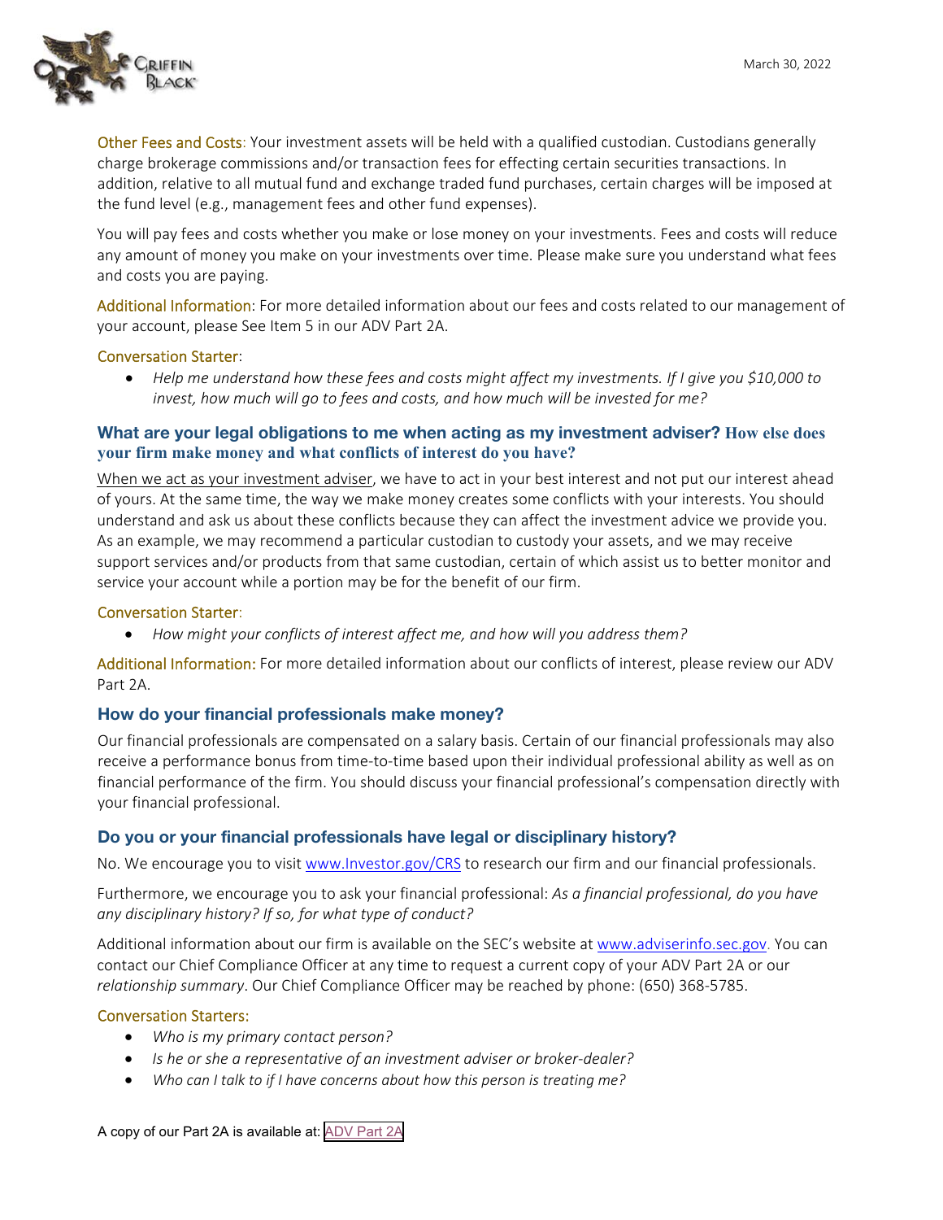Other Fees and Costs: Your investment assets will be held with a qualified custodian. Custodians generally charge brokerage commissions and/or transaction fees for effecting certain securities transactions. In addition, relative to all mutual fund and exchange traded fund purchases, certain charges will be imposed at the fund level (e.g., management fees and other fund expenses).

You will pay fees and costs whether you make or lose money on your investments. Fees and costs will reduce any amount of money you make on your investments over time. Please make sure you understand what fees and costs you are paying.

Additional Information: For more detailed information about our fees and costs related to our management of your account, please See Item 5 in our ADV Part 2A.

Conversation Starter:

- *Help me understand how these fees and costs might affect my investments. If I give you $10,000 to invest, how much will go to fees and costs, and how much will be invested for me?*

## What are your legal obligations to me when acting as my investment adviser? How else does your firm make money and what conflicts of interest do you have?

When we act as your investment adviser, we have to act in your best interest and not put our interest ahead of yours. At the same time, the way we make money creates some conflicts with your interests. You should understand and ask us about these conflicts because they can affect the investment advice we provide you. As an example, we may recommend a particular custodian to custody your assets, and we may receive support services and/or products from that same custodian, certain of which assist us to better monitor and service your account while a portion may be for the benefit of our firm.

Conversation Starter:

- *How might your conflicts of interest affect me, and how will you address them?*

Additional Information: For more detailed information about our conflicts of interest, please review our ADV Part 2A.

## How do your financial professionals make money?

Our financial professionals are compensated on a salary basis. Certain of our financial professionals may also receive a performance bonus from time-to-time based upon their individual professional ability as well as on financial performance of the firm. You should discuss your financial professional's compensation directly with your financial professional.

## Do you or your financial professionals have legal or disciplinary history?

No. We encourage you to visit www.Investor.gov/CRS to research our firm and our financial professionals.

Furthermore, we encourage you to ask your financial professional: *As a financial professional, do you have any disciplinary history? If so, for what type of conduct?*

Additional information about our firm is available on the SEC's website at www.adviserinfo.sec.gov. You can contact our Chief Compliance Officer at any time to request a current copy of your ADV Part 2A or our *relationship summary*. Our Chief Compliance Officer may be reached by phone: (650) 368-5785.

Conversation Starters:

- *Who is my primary contact person?*
- *Is he or she a representative of an investment adviser or broker-dealer?*
- *Who can I talk to if I have concerns about how this person is treating me?*

A copy of our Part 2A is available at: ADV Part 2A